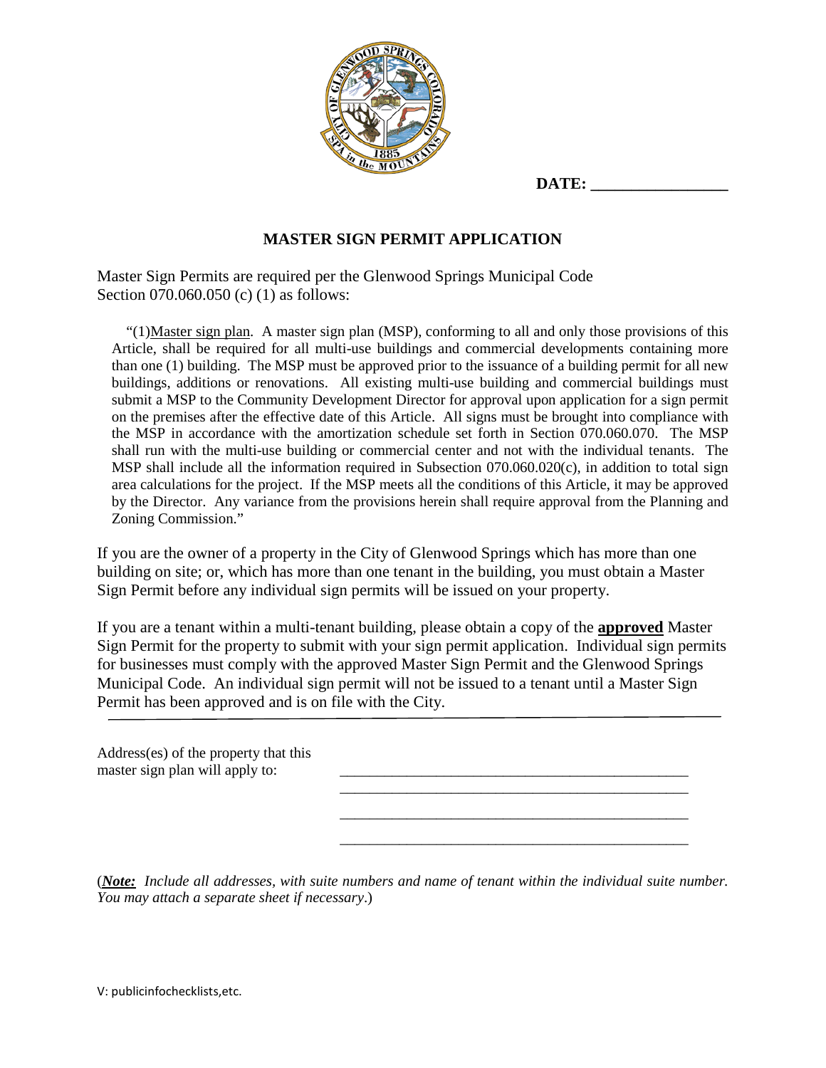**DATE: ________________**

## MASTER SIGN PERMIT APPLICATION

Master Sign Permits are required per the Glenwood Springs Municipal Code Section 070.060.050 (c) (1) as follows:

> "(1)Master sign plan. A master sign plan (MSP), conforming to all and only those provisions of this Article, shall be required for all multi-use buildings and commercial developments containing more than one (1) building. The MSP must be approved prior to the issuance of a building permit for all new buildings, additions or renovations. All existing multi-use building and commercial buildings must submit a MSP to the Community Development Director for approval upon application for a sign permit on the premises after the effective date of this Article. All signs must be brought into compliance with the MSP in accordance with the amortization schedule set forth in Section 070.060.070. The MSP shall run with the multi-use building or commercial center and not with the individual tenants. The MSP shall include all the information required in Subsection 070.060.020(c), in addition to total sign area calculations for the project. If the MSP meets all the conditions of this Article, it may be approved by the Director. Any variance from the provisions herein shall require approval from the Planning and Zoning Commission."

If you are the owner of a property in the City of Glenwood Springs which has more than one building on site; or, which has more than one tenant in the building, you must obtain a Master Sign Permit before any individual sign permits will be issued on your property.

If you are a tenant within a multi-tenant building, please obtain a copy of the **approved** Master Sign Permit for the property to submit with your sign permit application. Individual sign permits for businesses must comply with the approved Master Sign Permit and the Glenwood Springs Municipal Code. An individual sign permit will not be issued to a tenant until a Master Sign Permit has been approved and is on file with the City.

---

Address(es) of the property that this master sign plan will apply to: ______________________________________________

______________________________________________

______________________________________________

______________________________________________

(***Note:*** *Include all addresses, with suite numbers and name of tenant within the individual suite number. You may attach a separate sheet if necessary*.)

V: publicinfochecklists,etc.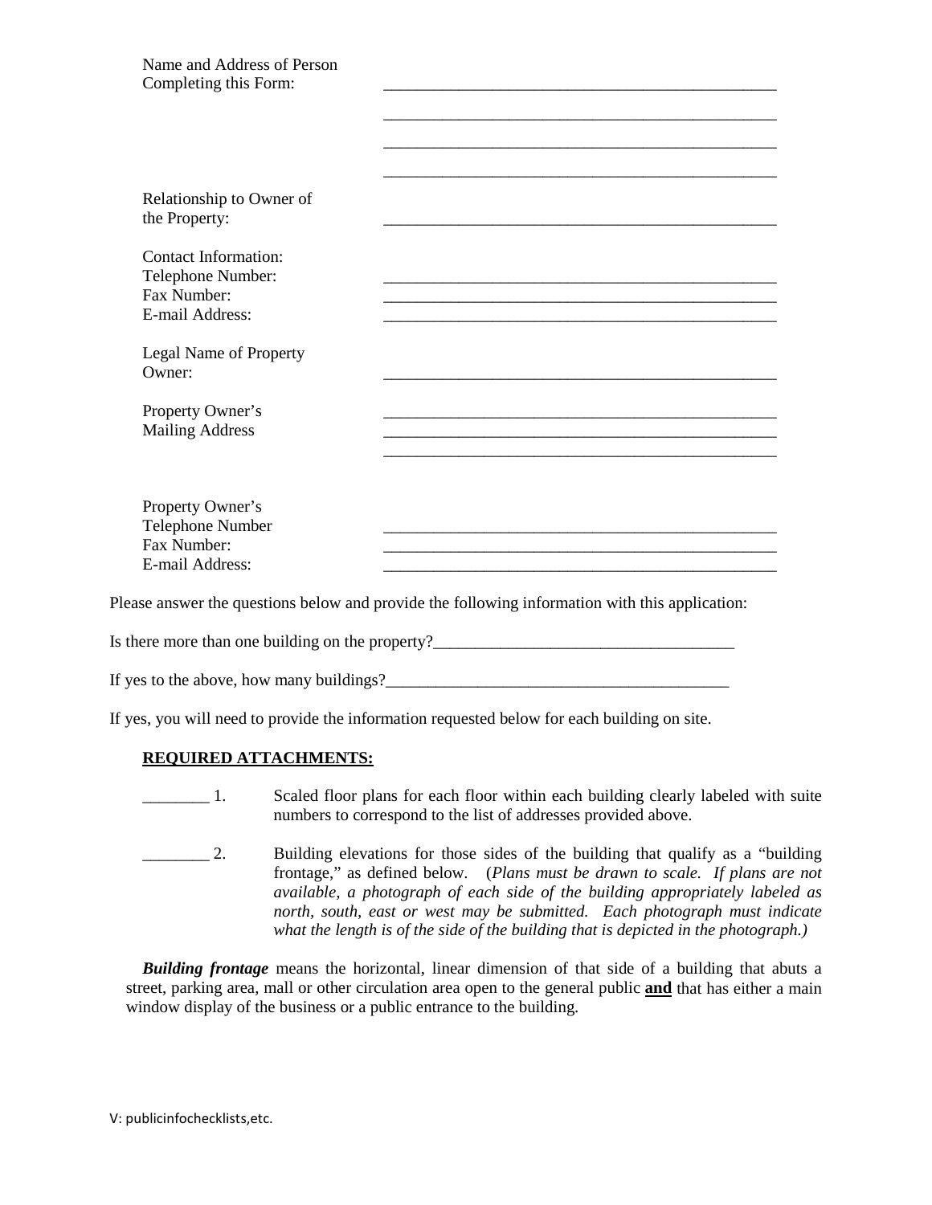Name and Address of Person Completing this Form: \_\_\_\_\_\_\_\_\_\_\_\_\_\_\_\_\_\_\_\_\_\_\_\_\_\_\_\_\_\_\_\_\_\_\_\_\_\_\_\_\_\_\_\_\_\_

\_\_\_\_\_\_\_\_\_\_\_\_\_\_\_\_\_\_\_\_\_\_\_\_\_\_\_\_\_\_\_\_\_\_\_\_\_\_\_\_\_\_\_\_\_\_

\_\_\_\_\_\_\_\_\_\_\_\_\_\_\_\_\_\_\_\_\_\_\_\_\_\_\_\_\_\_\_\_\_\_\_\_\_\_\_\_\_\_\_\_\_\_

\_\_\_\_\_\_\_\_\_\_\_\_\_\_\_\_\_\_\_\_\_\_\_\_\_\_\_\_\_\_\_\_\_\_\_\_\_\_\_\_\_\_\_\_\_\_

Relationship to Owner of the Property: \_\_\_\_\_\_\_\_\_\_\_\_\_\_\_\_\_\_\_\_\_\_\_\_\_\_\_\_\_\_\_\_\_\_\_\_\_\_\_\_\_\_\_\_\_\_

Contact Information:
Telephone Number: \_\_\_\_\_\_\_\_\_\_\_\_\_\_\_\_\_\_\_\_\_\_\_\_\_\_\_\_\_\_\_\_\_\_\_\_\_\_\_\_\_\_\_\_\_\_
Fax Number: \_\_\_\_\_\_\_\_\_\_\_\_\_\_\_\_\_\_\_\_\_\_\_\_\_\_\_\_\_\_\_\_\_\_\_\_\_\_\_\_\_\_\_\_\_\_
E-mail Address: \_\_\_\_\_\_\_\_\_\_\_\_\_\_\_\_\_\_\_\_\_\_\_\_\_\_\_\_\_\_\_\_\_\_\_\_\_\_\_\_\_\_\_\_\_\_

Legal Name of Property Owner: \_\_\_\_\_\_\_\_\_\_\_\_\_\_\_\_\_\_\_\_\_\_\_\_\_\_\_\_\_\_\_\_\_\_\_\_\_\_\_\_\_\_\_\_\_\_

Property Owner's Mailing Address \_\_\_\_\_\_\_\_\_\_\_\_\_\_\_\_\_\_\_\_\_\_\_\_\_\_\_\_\_\_\_\_\_\_\_\_\_\_\_\_\_\_\_\_\_\_

\_\_\_\_\_\_\_\_\_\_\_\_\_\_\_\_\_\_\_\_\_\_\_\_\_\_\_\_\_\_\_\_\_\_\_\_\_\_\_\_\_\_\_\_\_\_

\_\_\_\_\_\_\_\_\_\_\_\_\_\_\_\_\_\_\_\_\_\_\_\_\_\_\_\_\_\_\_\_\_\_\_\_\_\_\_\_\_\_\_\_\_\_

Property Owner's
Telephone Number \_\_\_\_\_\_\_\_\_\_\_\_\_\_\_\_\_\_\_\_\_\_\_\_\_\_\_\_\_\_\_\_\_\_\_\_\_\_\_\_\_\_\_\_\_\_
Fax Number: \_\_\_\_\_\_\_\_\_\_\_\_\_\_\_\_\_\_\_\_\_\_\_\_\_\_\_\_\_\_\_\_\_\_\_\_\_\_\_\_\_\_\_\_\_\_
E-mail Address: \_\_\_\_\_\_\_\_\_\_\_\_\_\_\_\_\_\_\_\_\_\_\_\_\_\_\_\_\_\_\_\_\_\_\_\_\_\_\_\_\_\_\_\_\_\_

Please answer the questions below and provide the following information with this application:

Is there more than one building on the property?\_\_\_\_\_\_\_\_\_\_\_\_\_\_\_\_\_\_\_\_\_\_\_\_\_\_\_\_\_\_\_\_\_\_\_\_

If yes to the above, how many buildings?\_\_\_\_\_\_\_\_\_\_\_\_\_\_\_\_\_\_\_\_\_\_\_\_\_\_\_\_\_\_\_\_\_\_\_\_\_\_\_\_\_\_

If yes, you will need to provide the information requested below for each building on site.

**REQUIRED ATTACHMENTS:**

\_\_\_\_\_\_\_\_ 1. Scaled floor plans for each floor within each building clearly labeled with suite numbers to correspond to the list of addresses provided above.

\_\_\_\_\_\_\_\_ 2. Building elevations for those sides of the building that qualify as a "building frontage," as defined below. (*Plans must be drawn to scale. If plans are not available, a photograph of each side of the building appropriately labeled as north, south, east or west may be submitted. Each photograph must indicate what the length is of the side of the building that is depicted in the photograph.)*

***Building frontage*** means the horizontal, linear dimension of that side of a building that abuts a street, parking area, mall or other circulation area open to the general public **and** that has either a main window display of the business or a public entrance to the building.

V: publicinfochecklists,etc.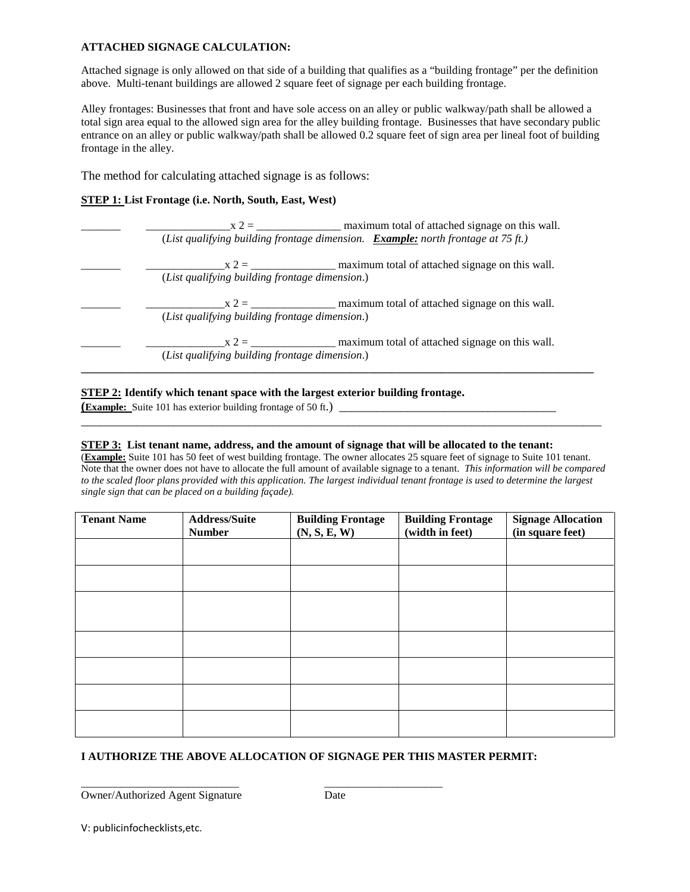**ATTACHED SIGNAGE CALCULATION:**

Attached signage is only allowed on that side of a building that qualifies as a "building frontage" per the definition above. Multi-tenant buildings are allowed 2 square feet of signage per each building frontage.

Alley frontages: Businesses that front and have sole access on an alley or public walkway/path shall be allowed a total sign area equal to the allowed sign area for the alley building frontage. Businesses that have secondary public entrance on an alley or public walkway/path shall be allowed 0.2 square feet of sign area per lineal foot of building frontage in the alley.

The method for calculating attached signage is as follows:

**STEP 1: List Frontage (i.e. North, South, East, West)**

_______ _______________x 2 = _______________ maximum total of attached signage on this wall.
(*List qualifying building frontage dimension.* ***Example:*** *north frontage at 75 ft.)*

_______ ______________x 2 = _______________ maximum total of attached signage on this wall.
(*List qualifying building frontage dimension*.)

_______ ______________x 2 = _______________ maximum total of attached signage on this wall.
(*List qualifying building frontage dimension*.)

_______ ______________x 2 = _______________ maximum total of attached signage on this wall.
(*List qualifying building frontage dimension*.)

---

**STEP 2: Identify which tenant space with the largest exterior building frontage.**
(**Example:** Suite 101 has exterior building frontage of 50 ft.) ________________________________________

---

**STEP 3: List tenant name, address, and the amount of signage that will be allocated to the tenant:**
(**Example:** Suite 101 has 50 feet of west building frontage. The owner allocates 25 square feet of signage to Suite 101 tenant. Note that the owner does not have to allocate the full amount of available signage to a tenant. *This information will be compared to the scaled floor plans provided with this application. The largest individual tenant frontage is used to determine the largest single sign that can be placed on a building façade).*

| Tenant Name | Address/Suite Number | Building Frontage (N, S, E, W) | Building Frontage (width in feet) | Signage Allocation (in square feet) |
|---|---|---|---|---|
| | | | | |
| | | | | |
| | | | | |
| | | | | |
| | | | | |
| | | | | |
| | | | | |

**I AUTHORIZE THE ABOVE ALLOCATION OF SIGNAGE PER THIS MASTER PERMIT:**

____________________________ _____________________
Owner/Authorized Agent Signature Date

V: publicinfochecklists,etc.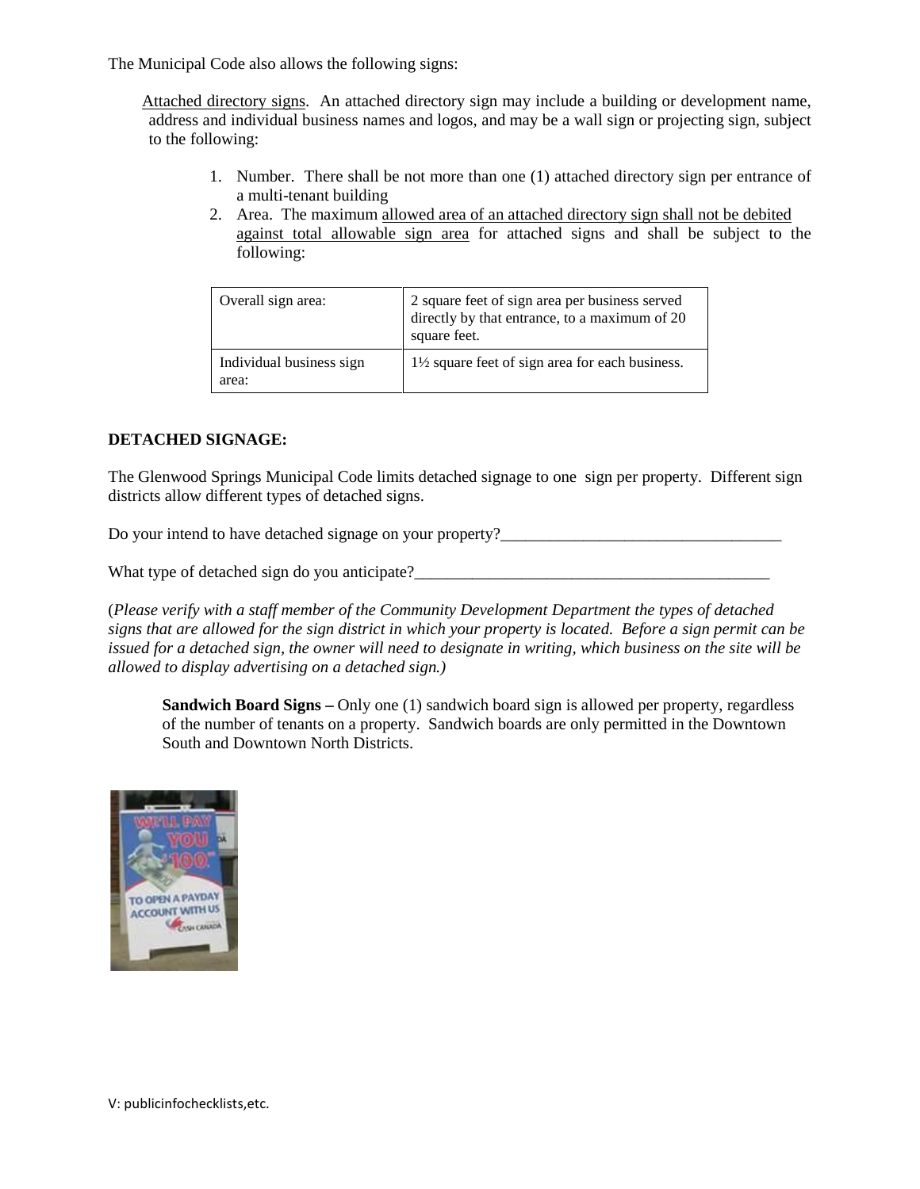The Municipal Code also allows the following signs:

Attached directory signs. An attached directory sign may include a building or development name, address and individual business names and logos, and may be a wall sign or projecting sign, subject to the following:

1. Number. There shall be not more than one (1) attached directory sign per entrance of a multi-tenant building
2. Area. The maximum allowed area of an attached directory sign shall not be debited against total allowable sign area for attached signs and shall be subject to the following:

| Overall sign area: | 2 square feet of sign area per business served directly by that entrance, to a maximum of 20 square feet. |
|---|---|
| Individual business sign area: | 1½ square feet of sign area for each business. |

**DETACHED SIGNAGE:**

The Glenwood Springs Municipal Code limits detached signage to one sign per property. Different sign districts allow different types of detached signs.

Do your intend to have detached signage on your property?__________________________________

What type of detached sign do you anticipate?____________________________________________

(*Please verify with a staff member of the Community Development Department the types of detached signs that are allowed for the sign district in which your property is located. Before a sign permit can be issued for a detached sign, the owner will need to designate in writing, which business on the site will be allowed to display advertising on a detached sign.)*

**Sandwich Board Signs –** Only one (1) sandwich board sign is allowed per property, regardless of the number of tenants on a property. Sandwich boards are only permitted in the Downtown South and Downtown North Districts.

V: publicinfochecklists,etc.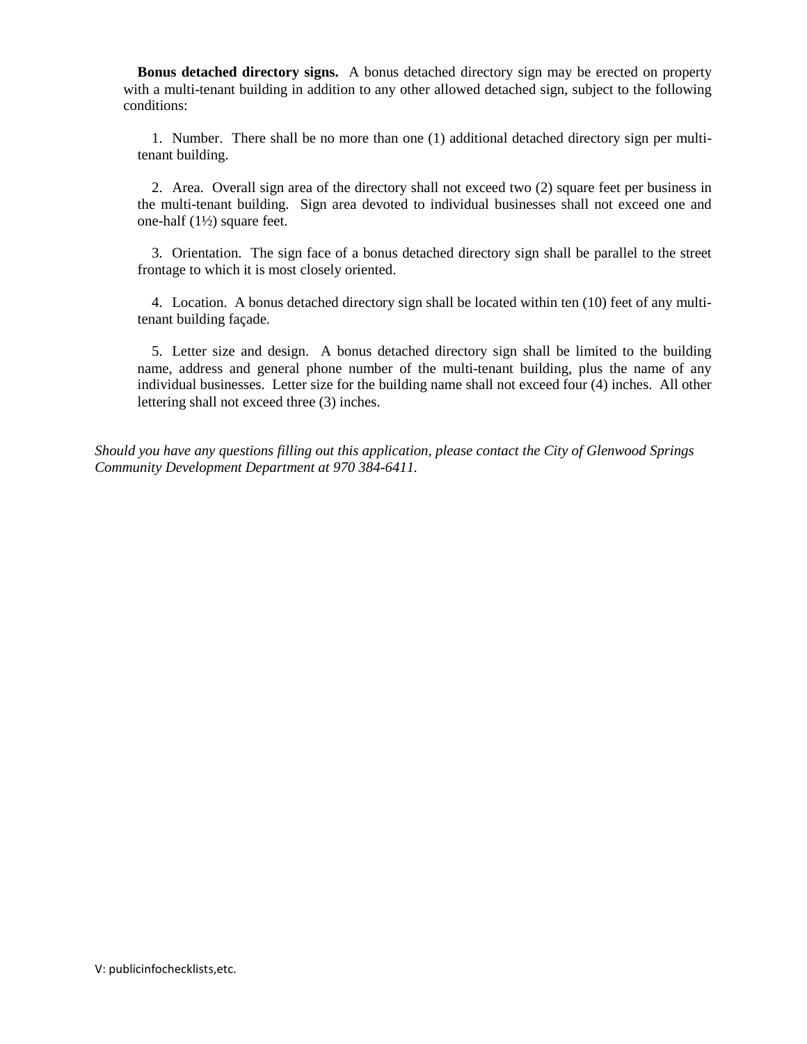**Bonus detached directory signs.** A bonus detached directory sign may be erected on property with a multi-tenant building in addition to any other allowed detached sign, subject to the following conditions:

1. Number. There shall be no more than one (1) additional detached directory sign per multi-tenant building.

2. Area. Overall sign area of the directory shall not exceed two (2) square feet per business in the multi-tenant building. Sign area devoted to individual businesses shall not exceed one and one-half (1½) square feet.

3. Orientation. The sign face of a bonus detached directory sign shall be parallel to the street frontage to which it is most closely oriented.

4. Location. A bonus detached directory sign shall be located within ten (10) feet of any multi-tenant building façade.

5. Letter size and design. A bonus detached directory sign shall be limited to the building name, address and general phone number of the multi-tenant building, plus the name of any individual businesses. Letter size for the building name shall not exceed four (4) inches. All other lettering shall not exceed three (3) inches.

*Should you have any questions filling out this application, please contact the City of Glenwood Springs Community Development Department at 970 384-6411.*

V: publicinfochecklists,etc.